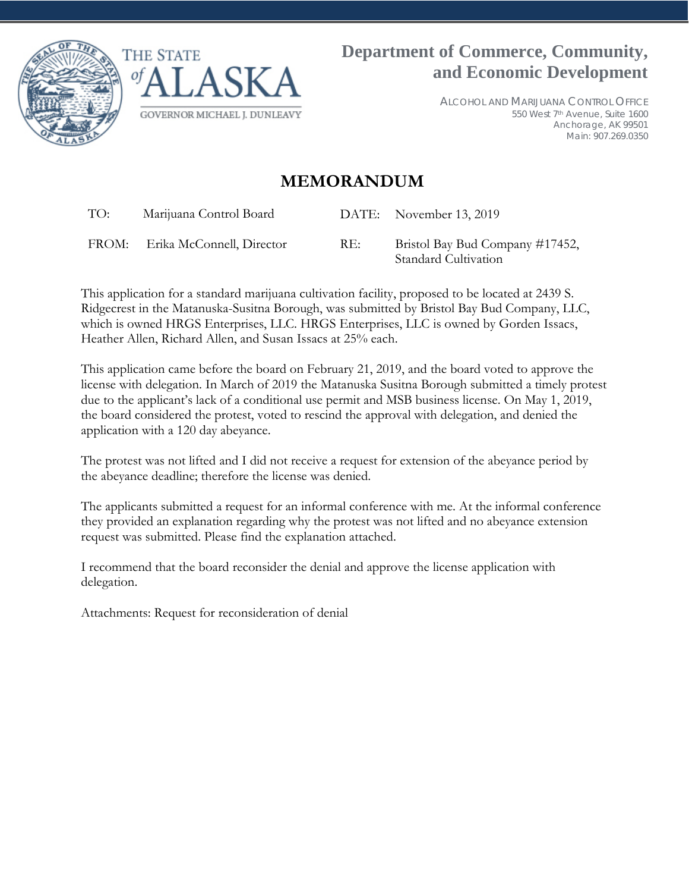THE STATE of ALASKA

GOVERNOR MICHAEL J. DUNLEAVY

**Department of Commerce, Community, and Economic Development**

ALCOHOL AND MARIJUANA CONTROL OFFICE
550 West 7th Avenue, Suite 1600
Anchorage, AK 99501
Main: 907.269.0350

# MEMORANDUM

| | | | |
|---|---|---|---|
| TO: | Marijuana Control Board | DATE: | November 13, 2019 |
| FROM: | Erika McConnell, Director | RE: | Bristol Bay Bud Company #17452, Standard Cultivation |

This application for a standard marijuana cultivation facility, proposed to be located at 2439 S. Ridgecrest in the Matanuska-Susitna Borough, was submitted by Bristol Bay Bud Company, LLC, which is owned HRGS Enterprises, LLC. HRGS Enterprises, LLC is owned by Gorden Issacs, Heather Allen, Richard Allen, and Susan Issacs at 25% each.

This application came before the board on February 21, 2019, and the board voted to approve the license with delegation. In March of 2019 the Matanuska Susitna Borough submitted a timely protest due to the applicant's lack of a conditional use permit and MSB business license. On May 1, 2019, the board considered the protest, voted to rescind the approval with delegation, and denied the application with a 120 day abeyance.

The protest was not lifted and I did not receive a request for extension of the abeyance period by the abeyance deadline; therefore the license was denied.

The applicants submitted a request for an informal conference with me. At the informal conference they provided an explanation regarding why the protest was not lifted and no abeyance extension request was submitted. Please find the explanation attached.

I recommend that the board reconsider the denial and approve the license application with delegation.

Attachments: Request for reconsideration of denial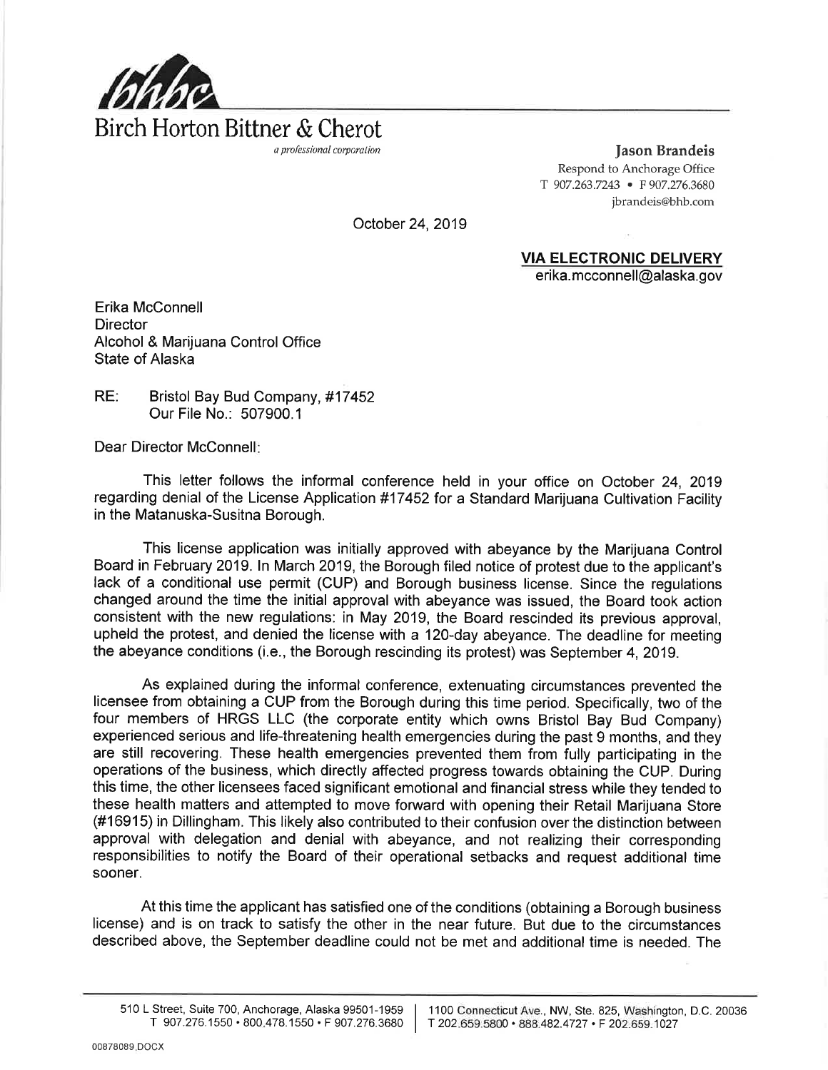# Birch Horton Bittner & Cherot

*a professional corporation*

**Jason Brandeis**
Respond to Anchorage Office
T 907.263.7243 • F 907.276.3680
jbrandeis@bhb.com

October 24, 2019

**VIA ELECTRONIC DELIVERY**
erika.mcconnell@alaska.gov

Erika McConnell
Director
Alcohol & Marijuana Control Office
State of Alaska

RE: Bristol Bay Bud Company, #17452
Our File No.: 507900.1

Dear Director McConnell:

This letter follows the informal conference held in your office on October 24, 2019 regarding denial of the License Application #17452 for a Standard Marijuana Cultivation Facility in the Matanuska-Susitna Borough.

This license application was initially approved with abeyance by the Marijuana Control Board in February 2019. In March 2019, the Borough filed notice of protest due to the applicant's lack of a conditional use permit (CUP) and Borough business license. Since the regulations changed around the time the initial approval with abeyance was issued, the Board took action consistent with the new regulations: in May 2019, the Board rescinded its previous approval, upheld the protest, and denied the license with a 120-day abeyance. The deadline for meeting the abeyance conditions (i.e., the Borough rescinding its protest) was September 4, 2019.

As explained during the informal conference, extenuating circumstances prevented the licensee from obtaining a CUP from the Borough during this time period. Specifically, two of the four members of HRGS LLC (the corporate entity which owns Bristol Bay Bud Company) experienced serious and life-threatening health emergencies during the past 9 months, and they are still recovering. These health emergencies prevented them from fully participating in the operations of the business, which directly affected progress towards obtaining the CUP. During this time, the other licensees faced significant emotional and financial stress while they tended to these health matters and attempted to move forward with opening their Retail Marijuana Store (#16915) in Dillingham. This likely also contributed to their confusion over the distinction between approval with delegation and denial with abeyance, and not realizing their corresponding responsibilities to notify the Board of their operational setbacks and request additional time sooner.

At this time the applicant has satisfied one of the conditions (obtaining a Borough business license) and is on track to satisfy the other in the near future. But due to the circumstances described above, the September deadline could not be met and additional time is needed. The

510 L Street, Suite 700, Anchorage, Alaska 99501-1959
T 907.276.1550 • 800.478.1550 • F 907.276.3680

1100 Connecticut Ave., NW, Ste. 825, Washington, D.C. 20036
T 202.659.5800 • 888.482.4727 • F 202.659.1027

00878089.DOCX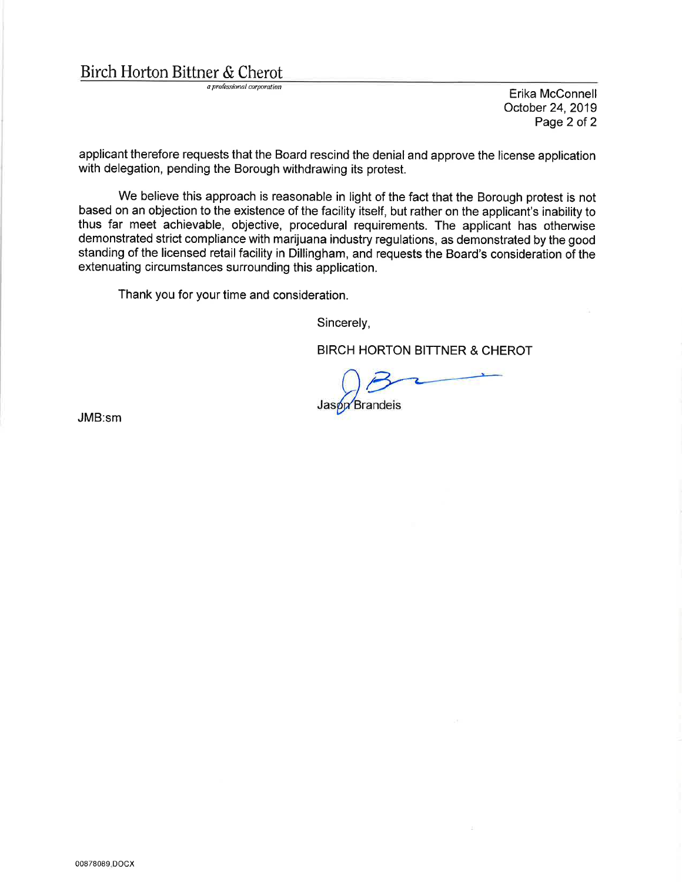applicant therefore requests that the Board rescind the denial and approve the license application with delegation, pending the Borough withdrawing its protest.

We believe this approach is reasonable in light of the fact that the Borough protest is not based on an objection to the existence of the facility itself, but rather on the applicant's inability to thus far meet achievable, objective, procedural requirements. The applicant has otherwise demonstrated strict compliance with marijuana industry regulations, as demonstrated by the good standing of the licensed retail facility in Dillingham, and requests the Board's consideration of the extenuating circumstances surrounding this application.

Thank you for your time and consideration.

Sincerely,

BIRCH HORTON BITTNER & CHEROT

Jason Brandeis

JMB:sm

00878089.DOCX